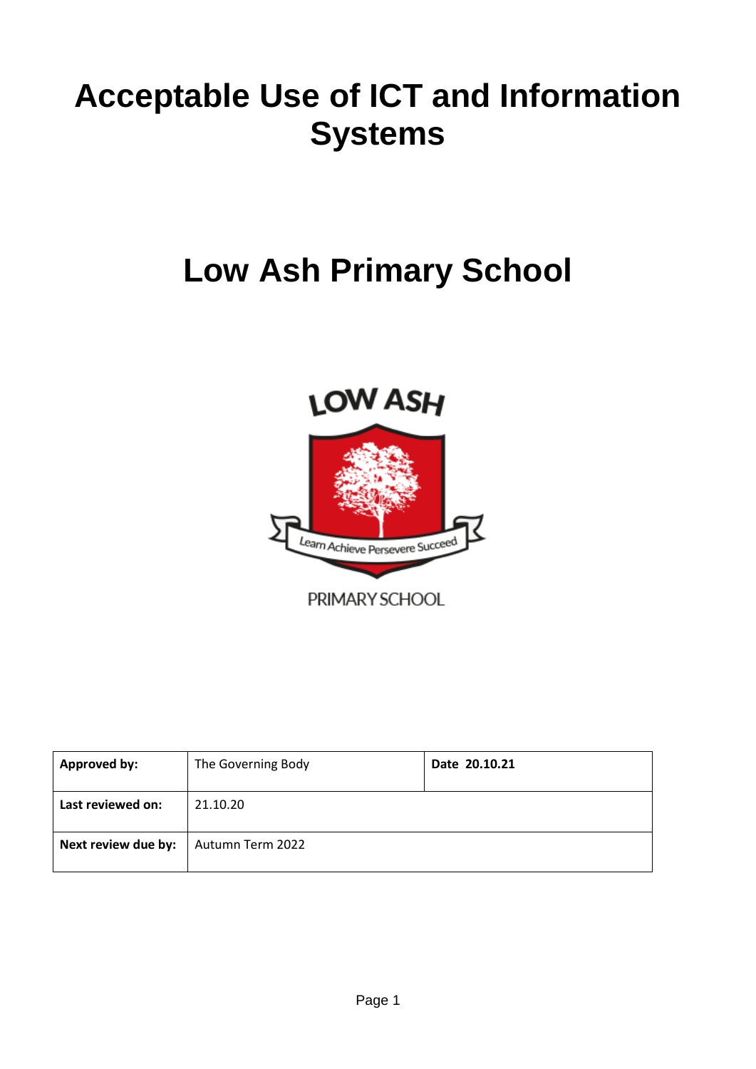# Acceptable Use of ICT and Information Systems

# Low Ash Primary School

| **Approved by:** | The Governing Body | **Date 20.10.21** |
|---|---|---|
| **Last reviewed on:** | 21.10.20 | |
| **Next review due by:** | Autumn Term 2022 | |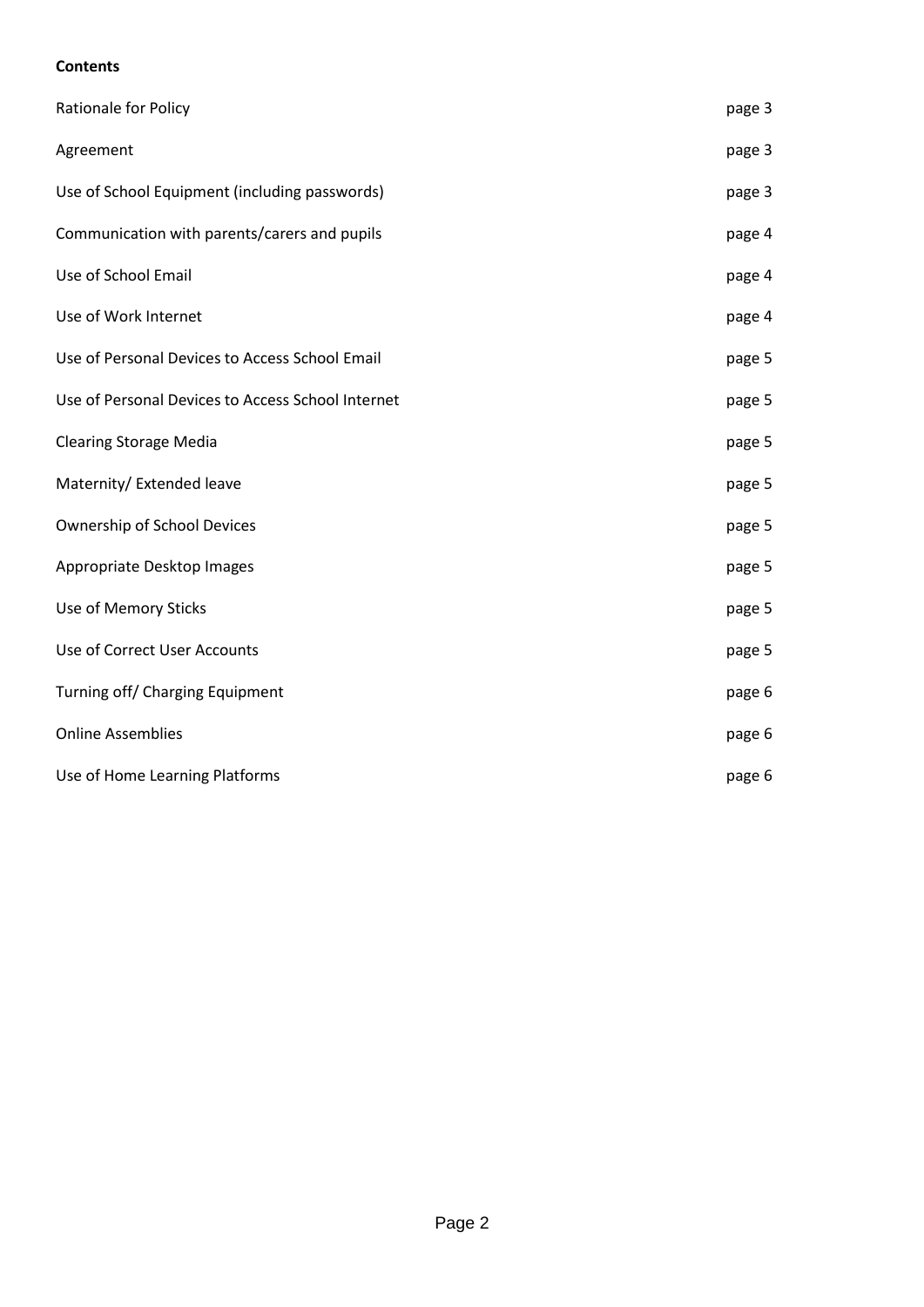**Contents**

| | |
|---|---|
| Rationale for Policy | page 3 |
| Agreement | page 3 |
| Use of School Equipment (including passwords) | page 3 |
| Communication with parents/carers and pupils | page 4 |
| Use of School Email | page 4 |
| Use of Work Internet | page 4 |
| Use of Personal Devices to Access School Email | page 5 |
| Use of Personal Devices to Access School Internet | page 5 |
| Clearing Storage Media | page 5 |
| Maternity/ Extended leave | page 5 |
| Ownership of School Devices | page 5 |
| Appropriate Desktop Images | page 5 |
| Use of Memory Sticks | page 5 |
| Use of Correct User Accounts | page 5 |
| Turning off/ Charging Equipment | page 6 |
| Online Assemblies | page 6 |
| Use of Home Learning Platforms | page 6 |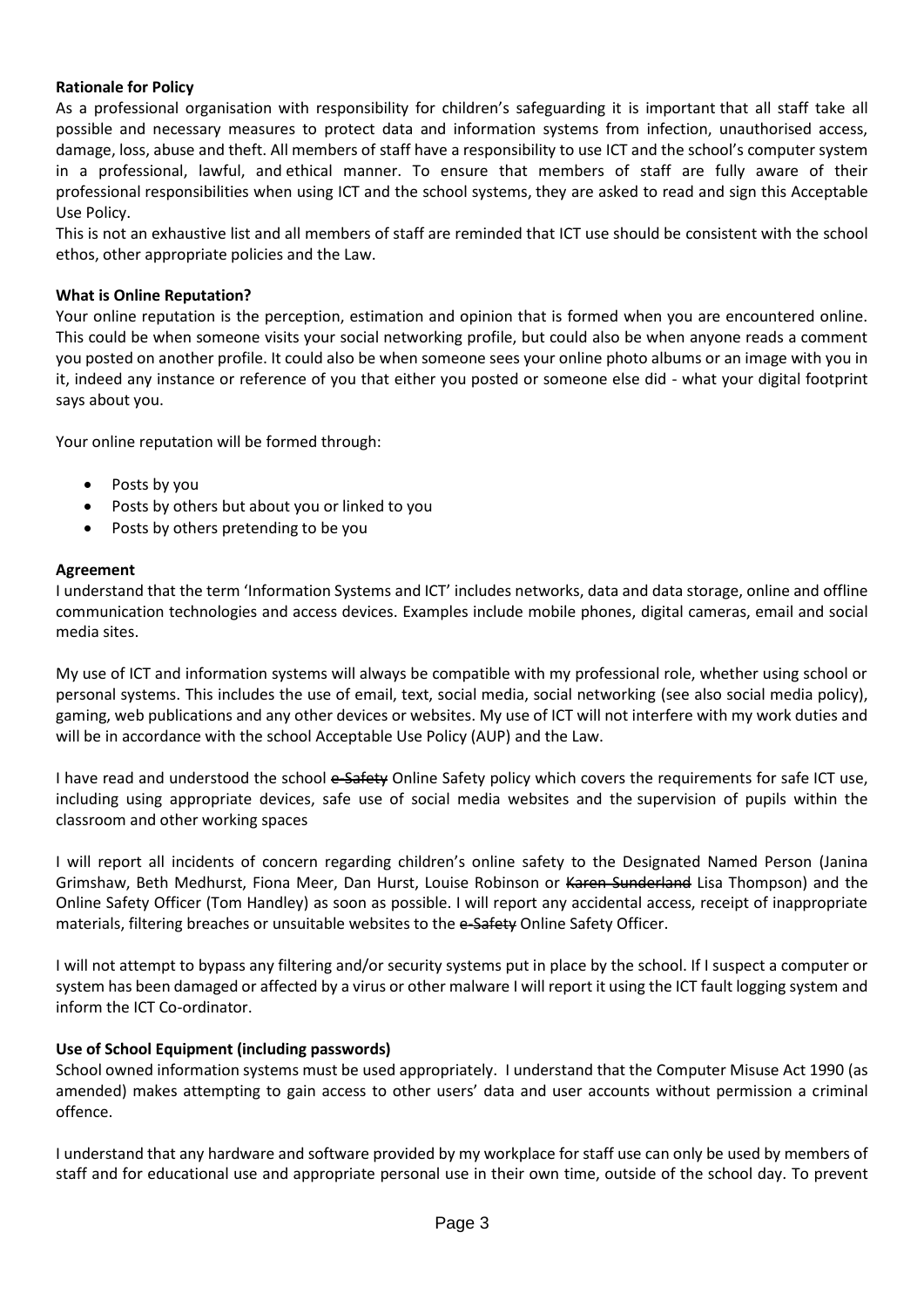**Rationale for Policy**

As a professional organisation with responsibility for children's safeguarding it is important that all staff take all possible and necessary measures to protect data and information systems from infection, unauthorised access, damage, loss, abuse and theft. All members of staff have a responsibility to use ICT and the school's computer system in a professional, lawful, and ethical manner. To ensure that members of staff are fully aware of their professional responsibilities when using ICT and the school systems, they are asked to read and sign this Acceptable Use Policy.

This is not an exhaustive list and all members of staff are reminded that ICT use should be consistent with the school ethos, other appropriate policies and the Law.

**What is Online Reputation?**

Your online reputation is the perception, estimation and opinion that is formed when you are encountered online. This could be when someone visits your social networking profile, but could also be when anyone reads a comment you posted on another profile. It could also be when someone sees your online photo albums or an image with you in it, indeed any instance or reference of you that either you posted or someone else did - what your digital footprint says about you.

Your online reputation will be formed through:

- Posts by you
- Posts by others but about you or linked to you
- Posts by others pretending to be you

**Agreement**

I understand that the term 'Information Systems and ICT' includes networks, data and data storage, online and offline communication technologies and access devices. Examples include mobile phones, digital cameras, email and social media sites.

My use of ICT and information systems will always be compatible with my professional role, whether using school or personal systems. This includes the use of email, text, social media, social networking (see also social media policy), gaming, web publications and any other devices or websites. My use of ICT will not interfere with my work duties and will be in accordance with the school Acceptable Use Policy (AUP) and the Law.

I have read and understood the school ~~e-Safety~~ Online Safety policy which covers the requirements for safe ICT use, including using appropriate devices, safe use of social media websites and the supervision of pupils within the classroom and other working spaces

I will report all incidents of concern regarding children's online safety to the Designated Named Person (Janina Grimshaw, Beth Medhurst, Fiona Meer, Dan Hurst, Louise Robinson or ~~Karen Sunderland~~ Lisa Thompson) and the Online Safety Officer (Tom Handley) as soon as possible. I will report any accidental access, receipt of inappropriate materials, filtering breaches or unsuitable websites to the ~~e-Safety~~ Online Safety Officer.

I will not attempt to bypass any filtering and/or security systems put in place by the school. If I suspect a computer or system has been damaged or affected by a virus or other malware I will report it using the ICT fault logging system and inform the ICT Co-ordinator.

**Use of School Equipment (including passwords)**

School owned information systems must be used appropriately. I understand that the Computer Misuse Act 1990 (as amended) makes attempting to gain access to other users' data and user accounts without permission a criminal offence.

I understand that any hardware and software provided by my workplace for staff use can only be used by members of staff and for educational use and appropriate personal use in their own time, outside of the school day. To prevent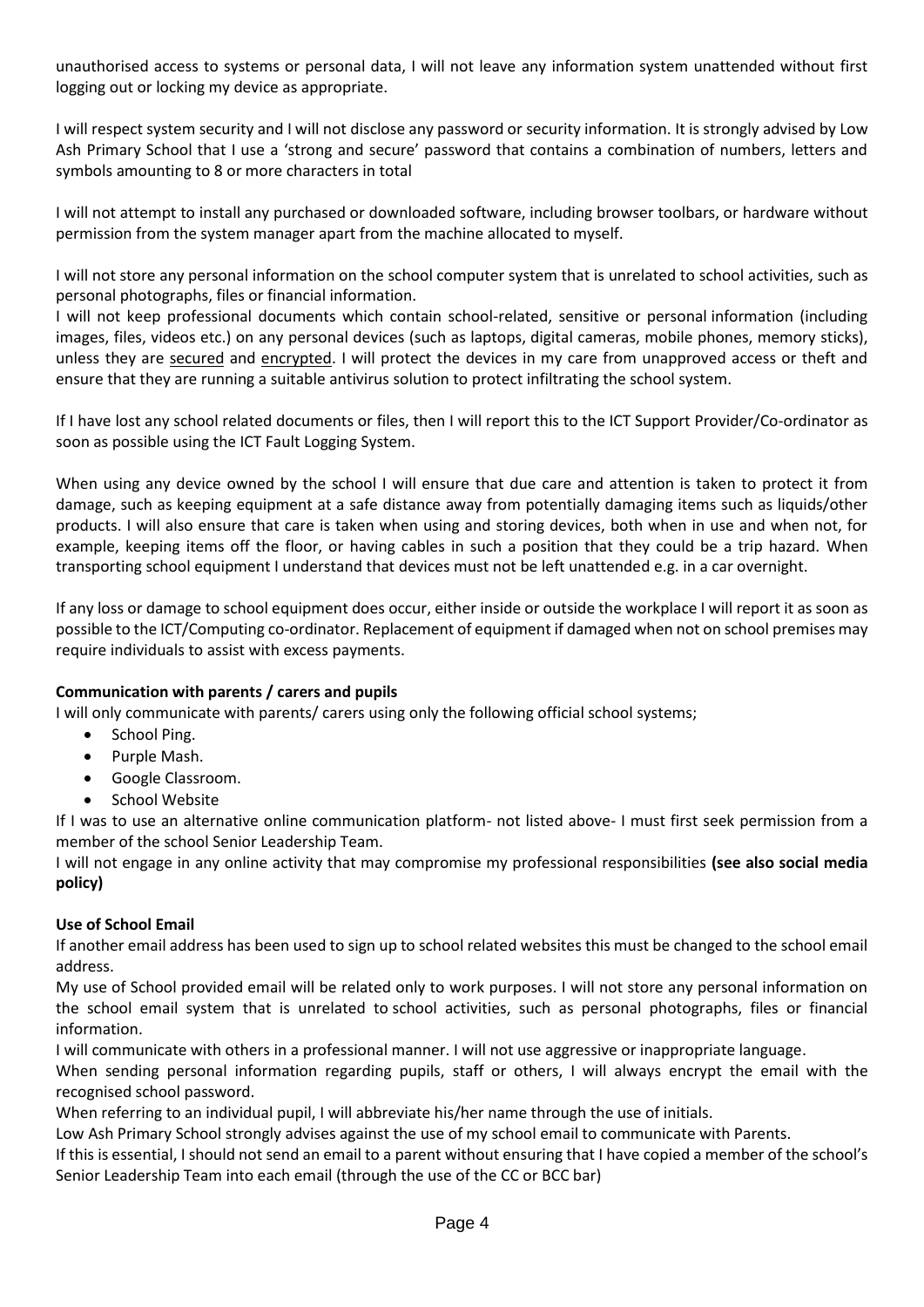unauthorised access to systems or personal data, I will not leave any information system unattended without first logging out or locking my device as appropriate.

I will respect system security and I will not disclose any password or security information. It is strongly advised by Low Ash Primary School that I use a 'strong and secure' password that contains a combination of numbers, letters and symbols amounting to 8 or more characters in total

I will not attempt to install any purchased or downloaded software, including browser toolbars, or hardware without permission from the system manager apart from the machine allocated to myself.

I will not store any personal information on the school computer system that is unrelated to school activities, such as personal photographs, files or financial information.
I will not keep professional documents which contain school-related, sensitive or personal information (including images, files, videos etc.) on any personal devices (such as laptops, digital cameras, mobile phones, memory sticks), unless they are <u>secured</u> and <u>encrypted</u>. I will protect the devices in my care from unapproved access or theft and ensure that they are running a suitable antivirus solution to protect infiltrating the school system.

If I have lost any school related documents or files, then I will report this to the ICT Support Provider/Co-ordinator as soon as possible using the ICT Fault Logging System.

When using any device owned by the school I will ensure that due care and attention is taken to protect it from damage, such as keeping equipment at a safe distance away from potentially damaging items such as liquids/other products. I will also ensure that care is taken when using and storing devices, both when in use and when not, for example, keeping items off the floor, or having cables in such a position that they could be a trip hazard. When transporting school equipment I understand that devices must not be left unattended e.g. in a car overnight.

If any loss or damage to school equipment does occur, either inside or outside the workplace I will report it as soon as possible to the ICT/Computing co-ordinator. Replacement of equipment if damaged when not on school premises may require individuals to assist with excess payments.

**Communication with parents / carers and pupils**

I will only communicate with parents/ carers using only the following official school systems;

- School Ping.
- Purple Mash.
- Google Classroom.
- School Website

If I was to use an alternative online communication platform- not listed above- I must first seek permission from a member of the school Senior Leadership Team.

I will not engage in any online activity that may compromise my professional responsibilities **(see also social media policy)**

**Use of School Email**

If another email address has been used to sign up to school related websites this must be changed to the school email address.

My use of School provided email will be related only to work purposes. I will not store any personal information on the school email system that is unrelated to school activities, such as personal photographs, files or financial information.

I will communicate with others in a professional manner. I will not use aggressive or inappropriate language.

When sending personal information regarding pupils, staff or others, I will always encrypt the email with the recognised school password.

When referring to an individual pupil, I will abbreviate his/her name through the use of initials.

Low Ash Primary School strongly advises against the use of my school email to communicate with Parents.

If this is essential, I should not send an email to a parent without ensuring that I have copied a member of the school's Senior Leadership Team into each email (through the use of the CC or BCC bar)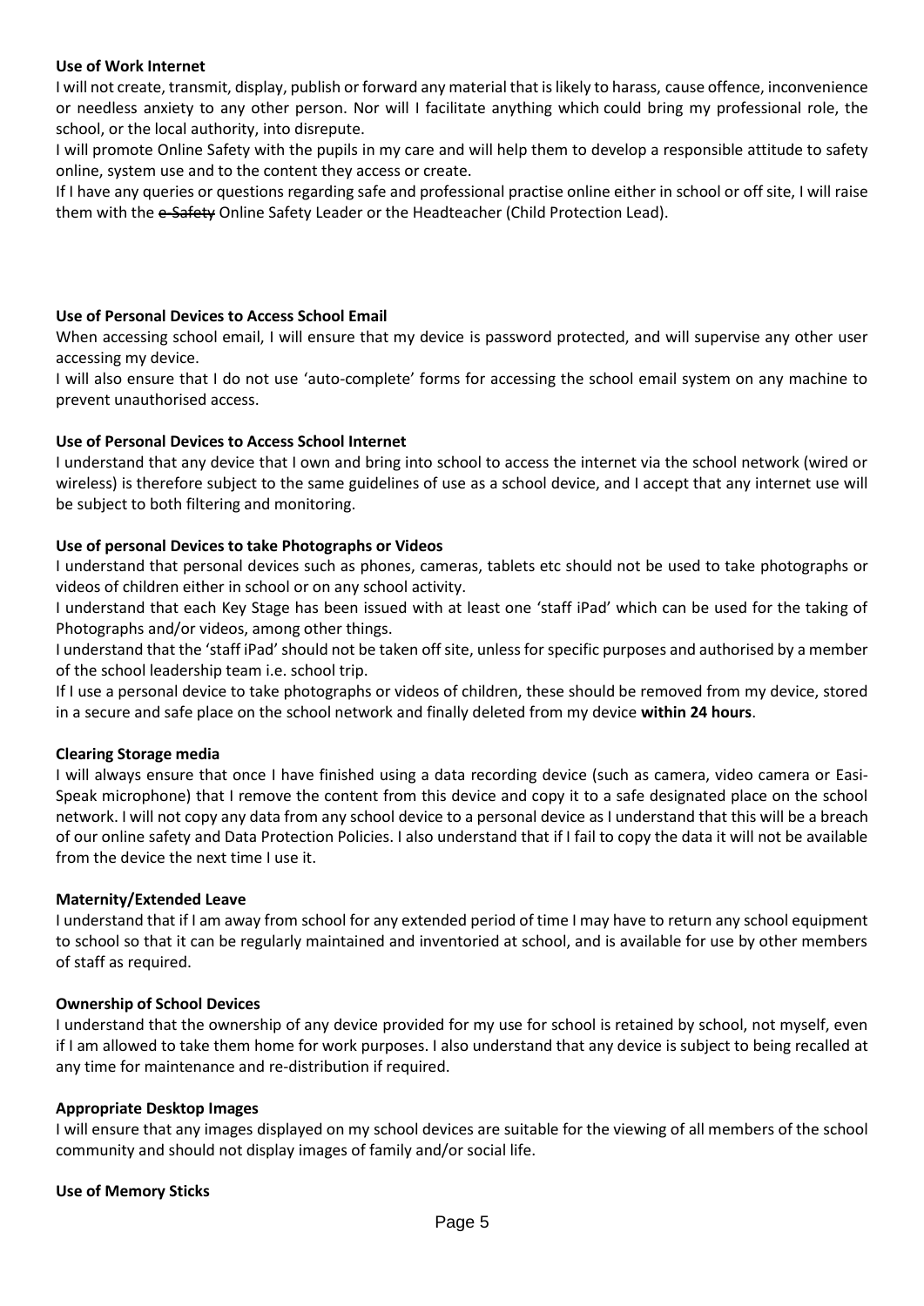**Use of Work Internet**

I will not create, transmit, display, publish or forward any material that is likely to harass, cause offence, inconvenience or needless anxiety to any other person. Nor will I facilitate anything which could bring my professional role, the school, or the local authority, into disrepute.

I will promote Online Safety with the pupils in my care and will help them to develop a responsible attitude to safety online, system use and to the content they access or create.

If I have any queries or questions regarding safe and professional practise online either in school or off site, I will raise them with the ~~e-Safety~~ Online Safety Leader or the Headteacher (Child Protection Lead).

**Use of Personal Devices to Access School Email**

When accessing school email, I will ensure that my device is password protected, and will supervise any other user accessing my device.

I will also ensure that I do not use 'auto-complete' forms for accessing the school email system on any machine to prevent unauthorised access.

**Use of Personal Devices to Access School Internet**

I understand that any device that I own and bring into school to access the internet via the school network (wired or wireless) is therefore subject to the same guidelines of use as a school device, and I accept that any internet use will be subject to both filtering and monitoring.

**Use of personal Devices to take Photographs or Videos**

I understand that personal devices such as phones, cameras, tablets etc should not be used to take photographs or videos of children either in school or on any school activity.

I understand that each Key Stage has been issued with at least one 'staff iPad' which can be used for the taking of Photographs and/or videos, among other things.

I understand that the 'staff iPad' should not be taken off site, unless for specific purposes and authorised by a member of the school leadership team i.e. school trip.

If I use a personal device to take photographs or videos of children, these should be removed from my device, stored in a secure and safe place on the school network and finally deleted from my device **within 24 hours**.

**Clearing Storage media**

I will always ensure that once I have finished using a data recording device (such as camera, video camera or Easi-Speak microphone) that I remove the content from this device and copy it to a safe designated place on the school network. I will not copy any data from any school device to a personal device as I understand that this will be a breach of our online safety and Data Protection Policies. I also understand that if I fail to copy the data it will not be available from the device the next time I use it.

**Maternity/Extended Leave**

I understand that if I am away from school for any extended period of time I may have to return any school equipment to school so that it can be regularly maintained and inventoried at school, and is available for use by other members of staff as required.

**Ownership of School Devices**

I understand that the ownership of any device provided for my use for school is retained by school, not myself, even if I am allowed to take them home for work purposes. I also understand that any device is subject to being recalled at any time for maintenance and re-distribution if required.

**Appropriate Desktop Images**

I will ensure that any images displayed on my school devices are suitable for the viewing of all members of the school community and should not display images of family and/or social life.

**Use of Memory Sticks**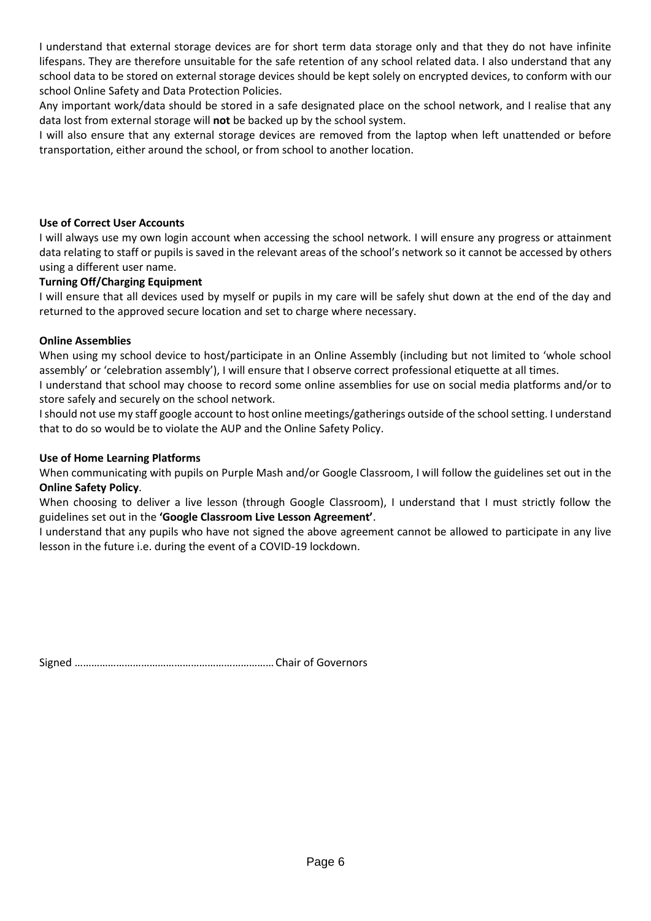I understand that external storage devices are for short term data storage only and that they do not have infinite lifespans. They are therefore unsuitable for the safe retention of any school related data. I also understand that any school data to be stored on external storage devices should be kept solely on encrypted devices, to conform with our school Online Safety and Data Protection Policies.

Any important work/data should be stored in a safe designated place on the school network, and I realise that any data lost from external storage will **not** be backed up by the school system.

I will also ensure that any external storage devices are removed from the laptop when left unattended or before transportation, either around the school, or from school to another location.

**Use of Correct User Accounts**

I will always use my own login account when accessing the school network. I will ensure any progress or attainment data relating to staff or pupils is saved in the relevant areas of the school's network so it cannot be accessed by others using a different user name.

**Turning Off/Charging Equipment**

I will ensure that all devices used by myself or pupils in my care will be safely shut down at the end of the day and returned to the approved secure location and set to charge where necessary.

**Online Assemblies**

When using my school device to host/participate in an Online Assembly (including but not limited to 'whole school assembly' or 'celebration assembly'), I will ensure that I observe correct professional etiquette at all times.

I understand that school may choose to record some online assemblies for use on social media platforms and/or to store safely and securely on the school network.

I should not use my staff google account to host online meetings/gatherings outside of the school setting. I understand that to do so would be to violate the AUP and the Online Safety Policy.

**Use of Home Learning Platforms**

When communicating with pupils on Purple Mash and/or Google Classroom, I will follow the guidelines set out in the **Online Safety Policy**.

When choosing to deliver a live lesson (through Google Classroom), I understand that I must strictly follow the guidelines set out in the **'Google Classroom Live Lesson Agreement'**.

I understand that any pupils who have not signed the above agreement cannot be allowed to participate in any live lesson in the future i.e. during the event of a COVID-19 lockdown.

Signed ……………………………………………………………… Chair of Governors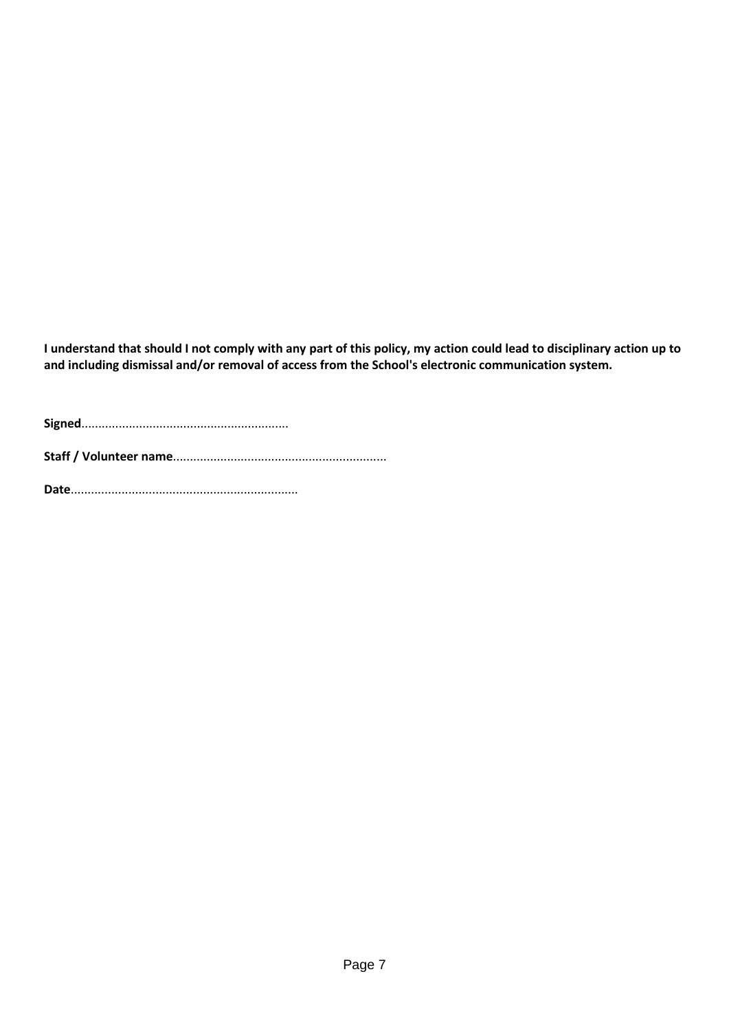**I understand that should I not comply with any part of this policy, my action could lead to disciplinary action up to and including dismissal and/or removal of access from the School's electronic communication system.**

**Signed**............................................................

**Staff / Volunteer name**..............................................................

**Date**..................................................................